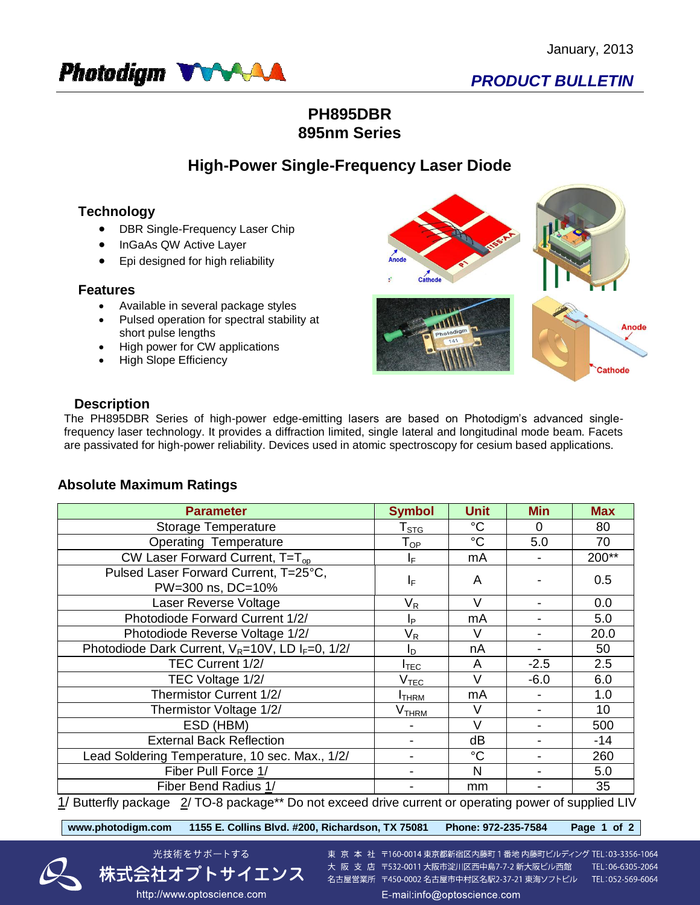January, 2013

Photodigm

*PRODUCT BULLETIN*

# PH895DBR
# 895nm Series

## High-Power Single-Frequency Laser Diode

### Technology

- DBR Single-Frequency Laser Chip
- InGaAs QW Active Layer
- Epi designed for high reliability

### Features

- Available in several package styles
- Pulsed operation for spectral stability at short pulse lengths
- High power for CW applications
- High Slope Efficiency

### Description

The PH895DBR Series of high-power edge-emitting lasers are based on Photodigm's advanced single-frequency laser technology. It provides a diffraction limited, single lateral and longitudinal mode beam. Facets are passivated for high-power reliability. Devices used in atomic spectroscopy for cesium based applications.

### Absolute Maximum Ratings

| Parameter | Symbol | Unit | Min | Max |
|---|---|---|---|---|
| Storage Temperature | $T_{STG}$ | °C | 0 | 80 |
| Operating Temperature | $T_{OP}$ | °C | 5.0 | 70 |
| CW Laser Forward Current, $T=T_{op}$ | $I_F$ | mA | - | 200** |
| Pulsed Laser Forward Current, T=25°C, PW=300 ns, DC=10% | $I_F$ | A | - | 0.5 |
| Laser Reverse Voltage | $V_R$ | V | - | 0.0 |
| Photodiode Forward Current 1/2/ | $I_P$ | mA | - | 5.0 |
| Photodiode Reverse Voltage 1/2/ | $V_R$ | V | - | 20.0 |
| Photodiode Dark Current, $V_R$=10V, LD $I_F$=0, 1/2/ | $I_D$ | nA | - | 50 |
| TEC Current 1/2/ | $I_{TEC}$ | A | -2.5 | 2.5 |
| TEC Voltage 1/2/ | $V_{TEC}$ | V | -6.0 | 6.0 |
| Thermistor Current 1/2/ | $I_{THRM}$ | mA | - | 1.0 |
| Thermistor Voltage 1/2/ | $V_{THRM}$ | V | - | 10 |
| ESD (HBM) | - | V | - | 500 |
| External Back Reflection | - | dB | - | -14 |
| Lead Soldering Temperature, 10 sec. Max., 1/2/ | - | °C | - | 260 |
| Fiber Pull Force 1/ | - | N | - | 5.0 |
| Fiber Bend Radius 1/ | - | mm | - | 35 |

1/ Butterfly package 2/ TO-8 package** Do not exceed drive current or operating power of supplied LIV

www.photodigm.com 1155 E. Collins Blvd. #200, Richardson, TX 75081 Phone: 972-235-7584

光技術をサポートする
株式会社オプトサイエンス
http://www.optoscience.com

東 京 本 社 〒160-0014 東京都新宿区内藤町１番地 内藤町ビルディング TEL:03-3356-1064
大 阪 支 店 〒532-0011 大阪市淀川区西中島7-7-2 新大阪ビル西館 TEL:06-6305-2064
名古屋営業所 〒450-0002 名古屋市中村区名駅2-37-21 東海ソフトビル TEL:052-569-6064
E-mail:info@optoscience.com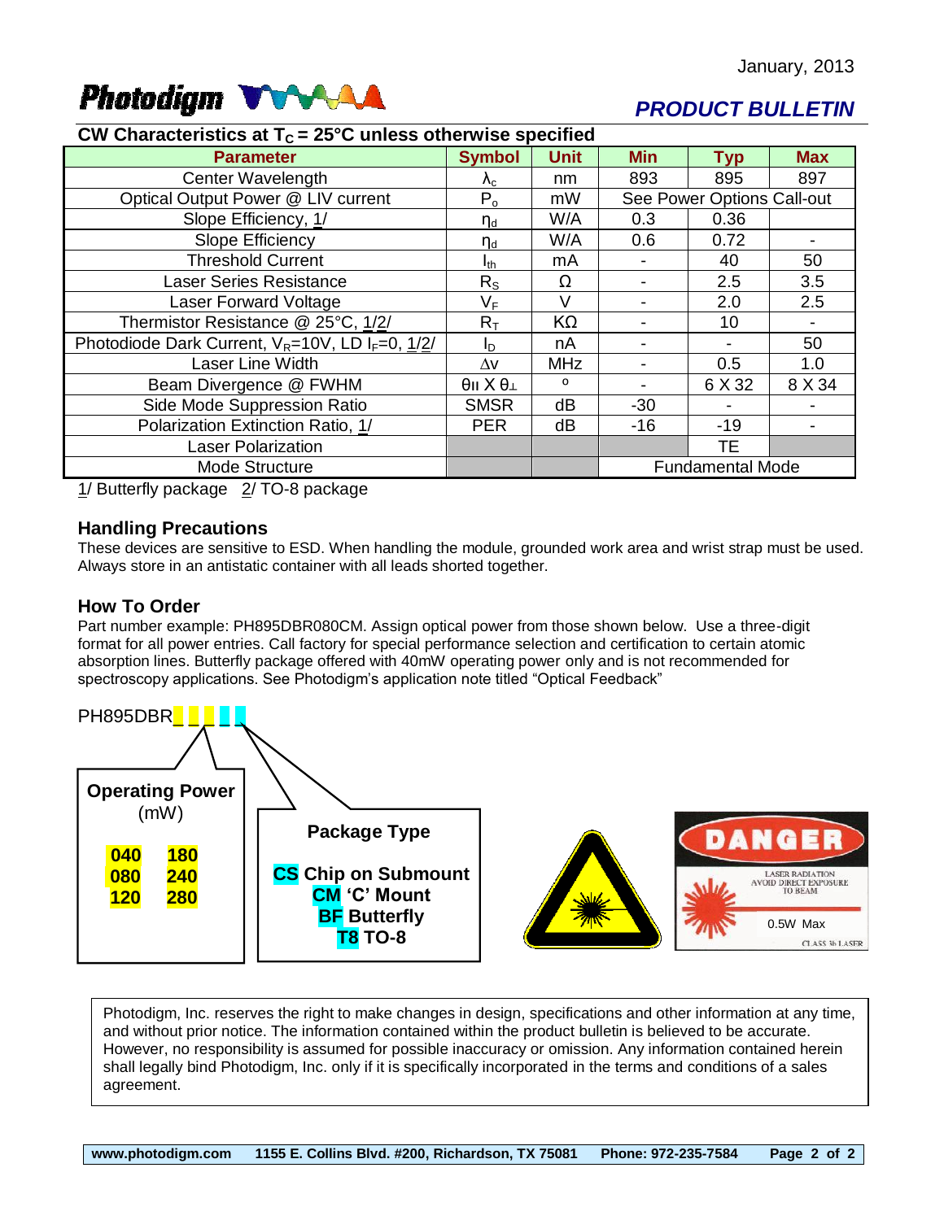January, 2013

**Photodigm**

***PRODUCT BULLETIN***

### CW Characteristics at $T_C$ = 25°C unless otherwise specified

| Parameter | Symbol | Unit | Min | Typ | Max |
|---|---|---|---|---|---|
| Center Wavelength | $\lambda_c$ | nm | 893 | 895 | 897 |
| Optical Output Power @ LIV current | $P_o$ | mW | See Power Options Call-out | | |
| Slope Efficiency, 1/ | $\eta_d$ | W/A | 0.3 | 0.36 | |
| Slope Efficiency | $\eta_d$ | W/A | 0.6 | 0.72 | - |
| Threshold Current | $I_{th}$ | mA | - | 40 | 50 |
| Laser Series Resistance | $R_S$ | Ω | - | 2.5 | 3.5 |
| Laser Forward Voltage | $V_F$ | V | - | 2.0 | 2.5 |
| Thermistor Resistance @ 25°C, 1/2/ | $R_T$ | KΩ | - | 10 | - |
| Photodiode Dark Current, $V_R$=10V, LD $I_F$=0, 1/2/ | $I_D$ | nA | - | - | 50 |
| Laser Line Width | $\Delta\nu$ | MHz | - | 0.5 | 1.0 |
| Beam Divergence @ FWHM | $\theta_{\parallel} \times \theta_{\perp}$ | o | - | 6 X 32 | 8 X 34 |
| Side Mode Suppression Ratio | SMSR | dB | -30 | - | - |
| Polarization Extinction Ratio, 1/ | PER | dB | -16 | -19 | - |
| Laser Polarization | | | | TE | |
| Mode Structure | | | Fundamental Mode | | |

1/ Butterfly package 2/ TO-8 package

### Handling Precautions

These devices are sensitive to ESD. When handling the module, grounded work area and wrist strap must be used. Always store in an antistatic container with all leads shorted together.

### How To Order

Part number example: PH895DBR080CM. Assign optical power from those shown below. Use a three-digit format for all power entries. Call factory for special performance selection and certification to certain atomic absorption lines. Butterfly package offered with 40mW operating power only and is not recommended for spectroscopy applications. See Photodigm's application note titled "Optical Feedback"

PH895DBR_ _ _ _ _

**Operating Power** (mW)

**040** **180**
**080** **240**
**120** **280**

**Package Type**

**CS** Chip on Submount
**CM** 'C' Mount
**BF** Butterfly
**T8** TO-8

DANGER
LASER RADIATION
AVOID DIRECT EXPOSURE TO BEAM
0.5W Max
CLASS 3b LASER

Photodigm, Inc. reserves the right to make changes in design, specifications and other information at any time, and without prior notice. The information contained within the product bulletin is believed to be accurate. However, no responsibility is assumed for possible inaccuracy or omission. Any information contained herein shall legally bind Photodigm, Inc. only if it is specifically incorporated in the terms and conditions of a sales agreement.

www.photodigm.com 1155 E. Collins Blvd. #200, Richardson, TX 75081 Phone: 972-235-7584